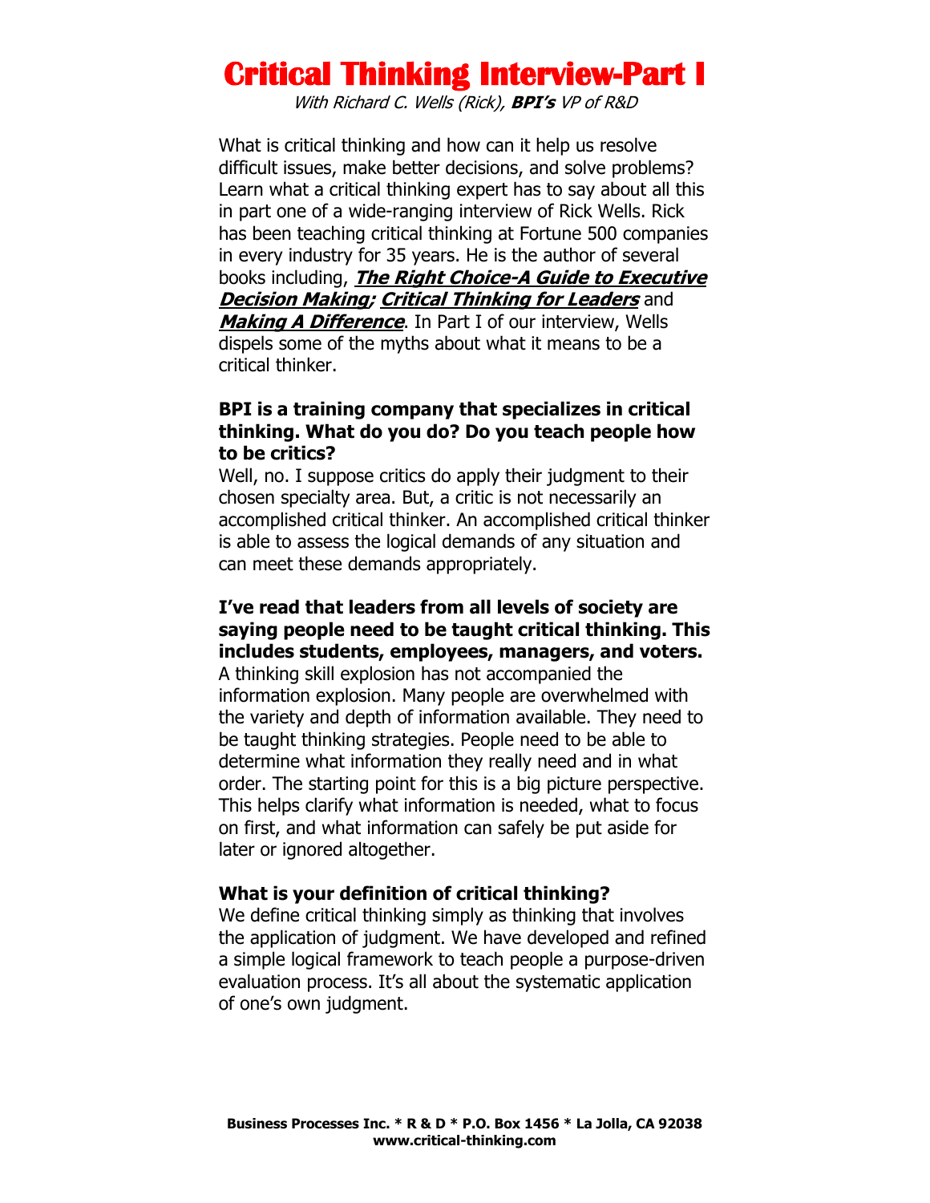# Critical Thinking Interview-Part I

*With Richard C. Wells (Rick), **BPI's** VP of R&D*

What is critical thinking and how can it help us resolve difficult issues, make better decisions, and solve problems? Learn what a critical thinking expert has to say about all this in part one of a wide-ranging interview of Rick Wells. Rick has been teaching critical thinking at Fortune 500 companies in every industry for 35 years. He is the author of several books including, ***The Right Choice-A Guide to Executive Decision Making; Critical Thinking for Leaders*** and ***Making A Difference***. In Part I of our interview, Wells dispels some of the myths about what it means to be a critical thinker.

**BPI is a training company that specializes in critical thinking. What do you do? Do you teach people how to be critics?**

Well, no. I suppose critics do apply their judgment to their chosen specialty area. But, a critic is not necessarily an accomplished critical thinker. An accomplished critical thinker is able to assess the logical demands of any situation and can meet these demands appropriately.

**I've read that leaders from all levels of society are saying people need to be taught critical thinking. This includes students, employees, managers, and voters.**

A thinking skill explosion has not accompanied the information explosion. Many people are overwhelmed with the variety and depth of information available. They need to be taught thinking strategies. People need to be able to determine what information they really need and in what order. The starting point for this is a big picture perspective. This helps clarify what information is needed, what to focus on first, and what information can safely be put aside for later or ignored altogether.

**What is your definition of critical thinking?**

We define critical thinking simply as thinking that involves the application of judgment. We have developed and refined a simple logical framework to teach people a purpose-driven evaluation process. It's all about the systematic application of one's own judgment.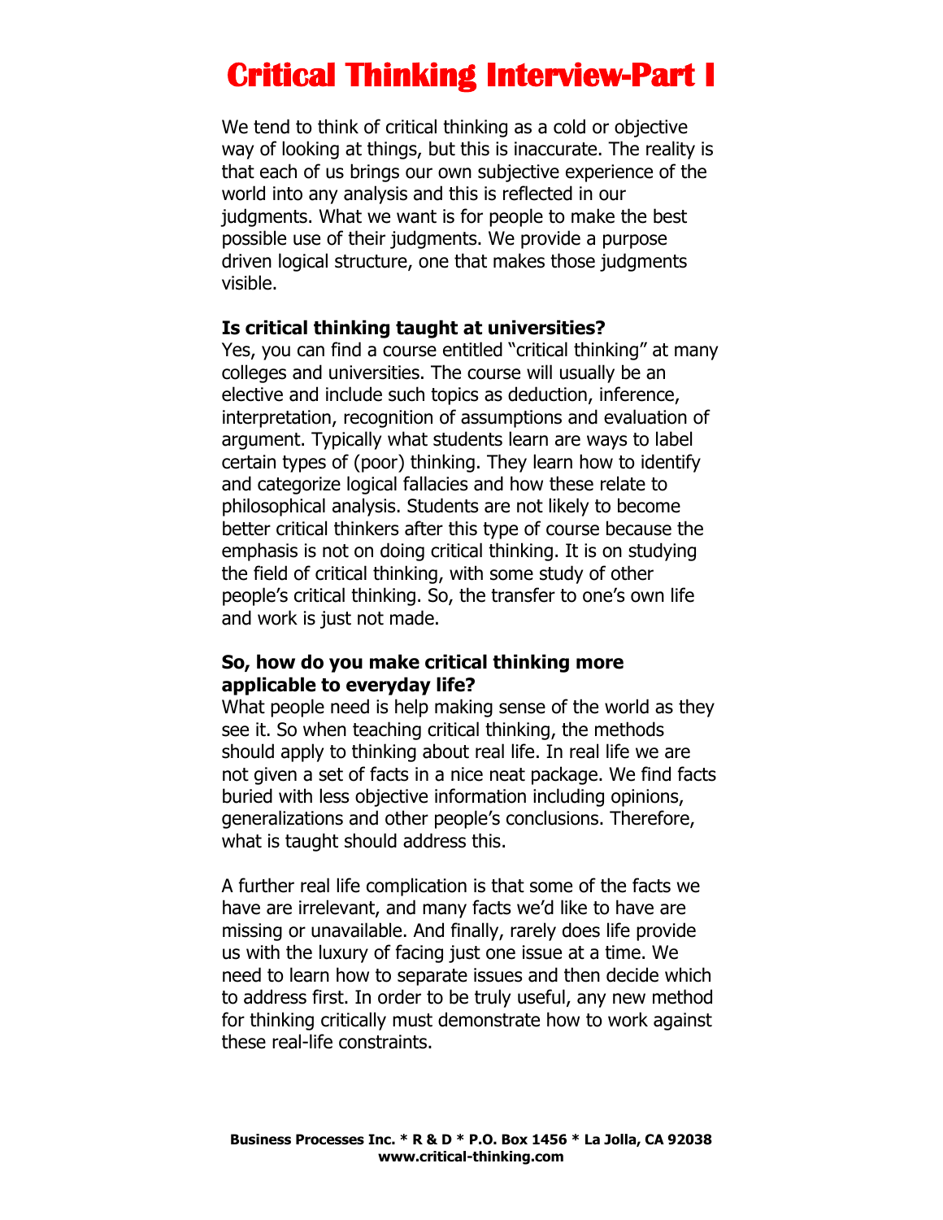# Critical Thinking Interview-Part I

We tend to think of critical thinking as a cold or objective way of looking at things, but this is inaccurate. The reality is that each of us brings our own subjective experience of the world into any analysis and this is reflected in our judgments. What we want is for people to make the best possible use of their judgments. We provide a purpose driven logical structure, one that makes those judgments visible.

**Is critical thinking taught at universities?**
Yes, you can find a course entitled "critical thinking" at many colleges and universities. The course will usually be an elective and include such topics as deduction, inference, interpretation, recognition of assumptions and evaluation of argument. Typically what students learn are ways to label certain types of (poor) thinking. They learn how to identify and categorize logical fallacies and how these relate to philosophical analysis. Students are not likely to become better critical thinkers after this type of course because the emphasis is not on doing critical thinking. It is on studying the field of critical thinking, with some study of other people's critical thinking. So, the transfer to one's own life and work is just not made.

**So, how do you make critical thinking more applicable to everyday life?**
What people need is help making sense of the world as they see it. So when teaching critical thinking, the methods should apply to thinking about real life. In real life we are not given a set of facts in a nice neat package. We find facts buried with less objective information including opinions, generalizations and other people's conclusions. Therefore, what is taught should address this.

A further real life complication is that some of the facts we have are irrelevant, and many facts we'd like to have are missing or unavailable. And finally, rarely does life provide us with the luxury of facing just one issue at a time. We need to learn how to separate issues and then decide which to address first. In order to be truly useful, any new method for thinking critically must demonstrate how to work against these real-life constraints.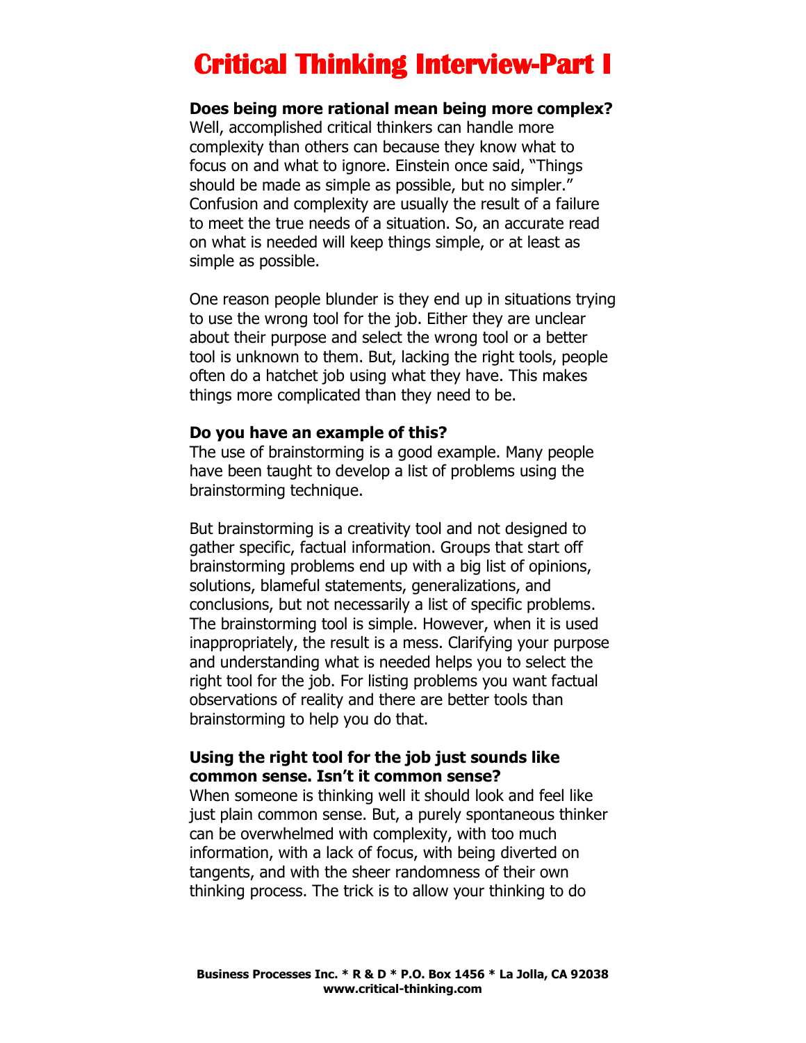# Critical Thinking Interview-Part I

**Does being more rational mean being more complex?**
Well, accomplished critical thinkers can handle more complexity than others can because they know what to focus on and what to ignore. Einstein once said, "Things should be made as simple as possible, but no simpler." Confusion and complexity are usually the result of a failure to meet the true needs of a situation. So, an accurate read on what is needed will keep things simple, or at least as simple as possible.

One reason people blunder is they end up in situations trying to use the wrong tool for the job. Either they are unclear about their purpose and select the wrong tool or a better tool is unknown to them. But, lacking the right tools, people often do a hatchet job using what they have. This makes things more complicated than they need to be.

**Do you have an example of this?**
The use of brainstorming is a good example. Many people have been taught to develop a list of problems using the brainstorming technique.

But brainstorming is a creativity tool and not designed to gather specific, factual information. Groups that start off brainstorming problems end up with a big list of opinions, solutions, blameful statements, generalizations, and conclusions, but not necessarily a list of specific problems. The brainstorming tool is simple. However, when it is used inappropriately, the result is a mess. Clarifying your purpose and understanding what is needed helps you to select the right tool for the job. For listing problems you want factual observations of reality and there are better tools than brainstorming to help you do that.

**Using the right tool for the job just sounds like common sense. Isn't it common sense?**
When someone is thinking well it should look and feel like just plain common sense. But, a purely spontaneous thinker can be overwhelmed with complexity, with too much information, with a lack of focus, with being diverted on tangents, and with the sheer randomness of their own thinking process. The trick is to allow your thinking to do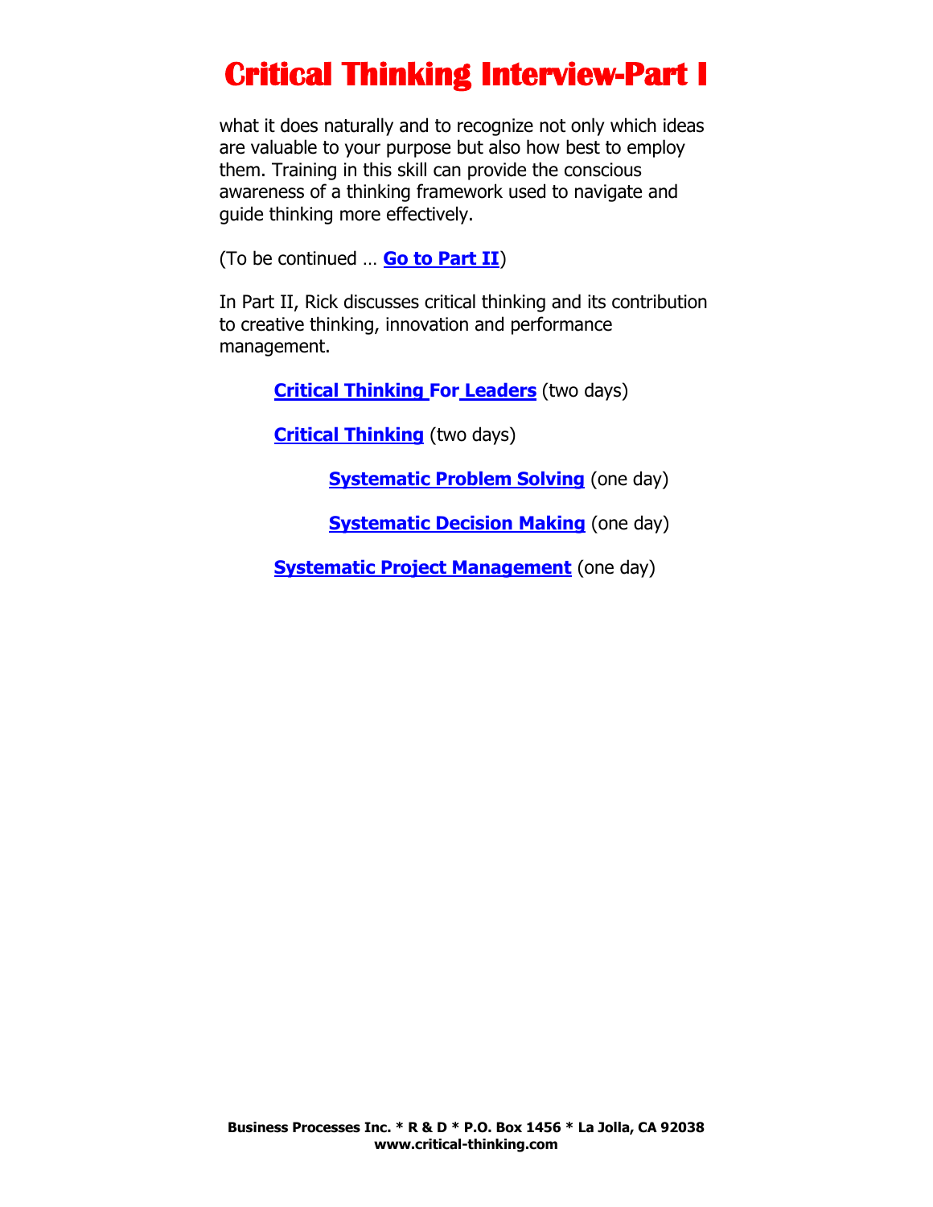what it does naturally and to recognize not only which ideas are valuable to your purpose but also how best to employ them. Training in this skill can provide the conscious awareness of a thinking framework used to navigate and guide thinking more effectively.

(To be continued … **Go to Part II**)

In Part II, Rick discusses critical thinking and its contribution to creative thinking, innovation and performance management.

**Critical Thinking For Leaders** (two days)

**Critical Thinking** (two days)

**Systematic Problem Solving** (one day)

**Systematic Decision Making** (one day)

**Systematic Project Management** (one day)

**Business Processes Inc. * R & D * P.O. Box 1456 * La Jolla, CA 92038**
**www.critical-thinking.com**